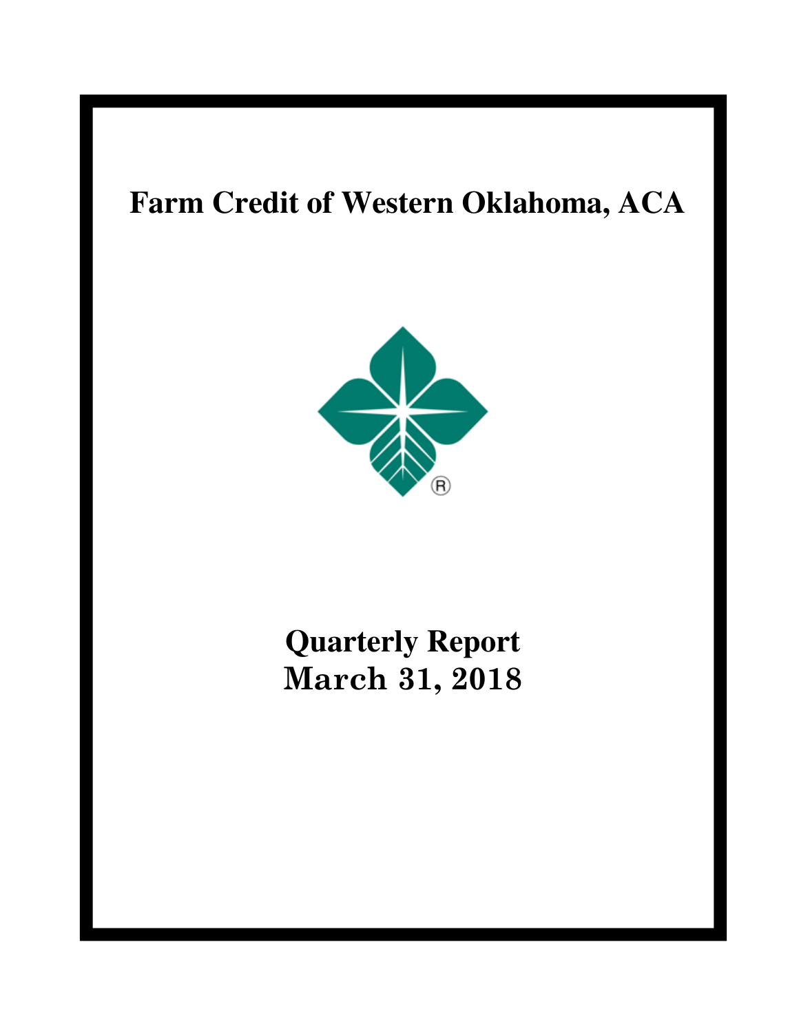# Farm Credit of Western Oklahoma, ACA

# Quarterly Report
# March 31, 2018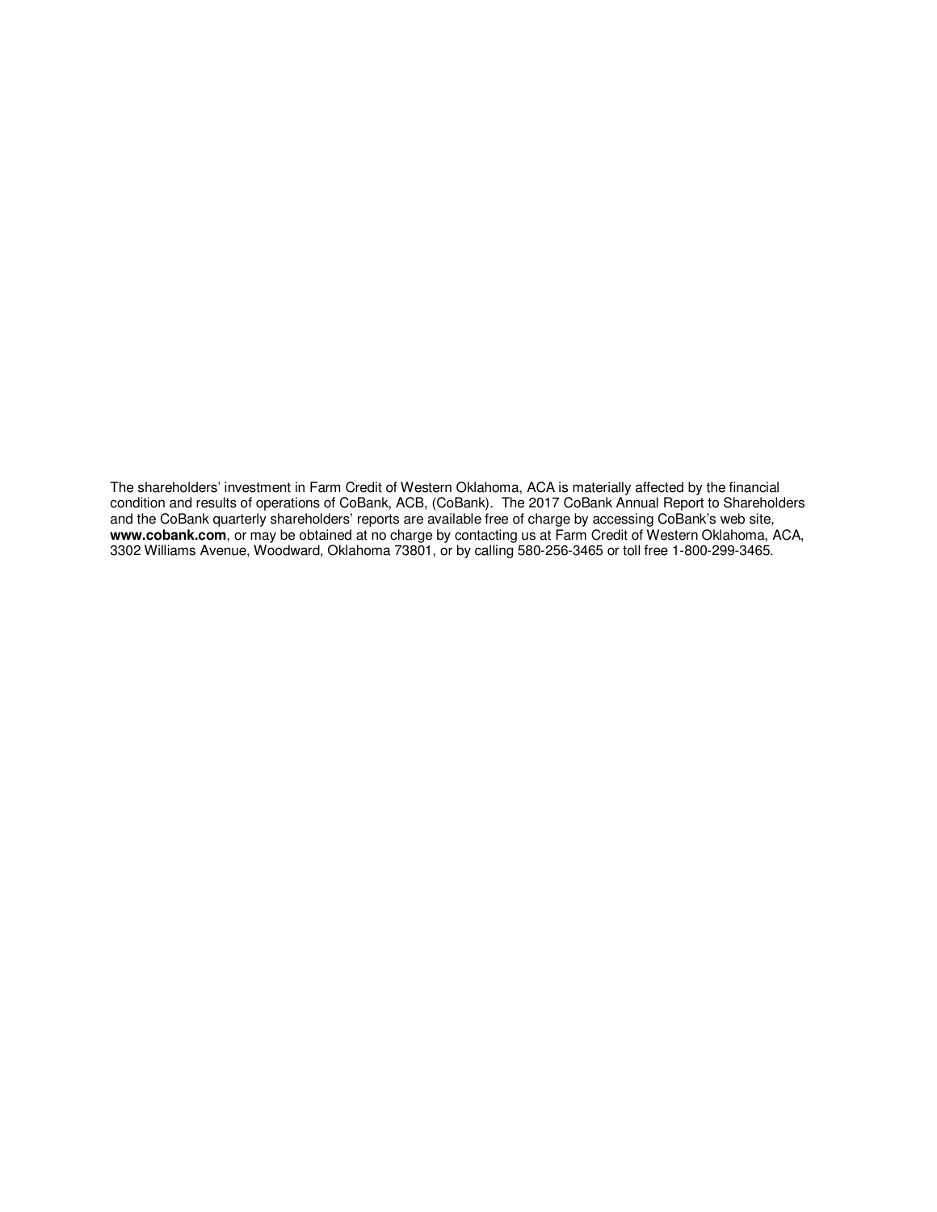The shareholders' investment in Farm Credit of Western Oklahoma, ACA is materially affected by the financial condition and results of operations of CoBank, ACB, (CoBank). The 2017 CoBank Annual Report to Shareholders and the CoBank quarterly shareholders' reports are available free of charge by accessing CoBank's web site, **www.cobank.com**, or may be obtained at no charge by contacting us at Farm Credit of Western Oklahoma, ACA, 3302 Williams Avenue, Woodward, Oklahoma 73801, or by calling 580-256-3465 or toll free 1-800-299-3465.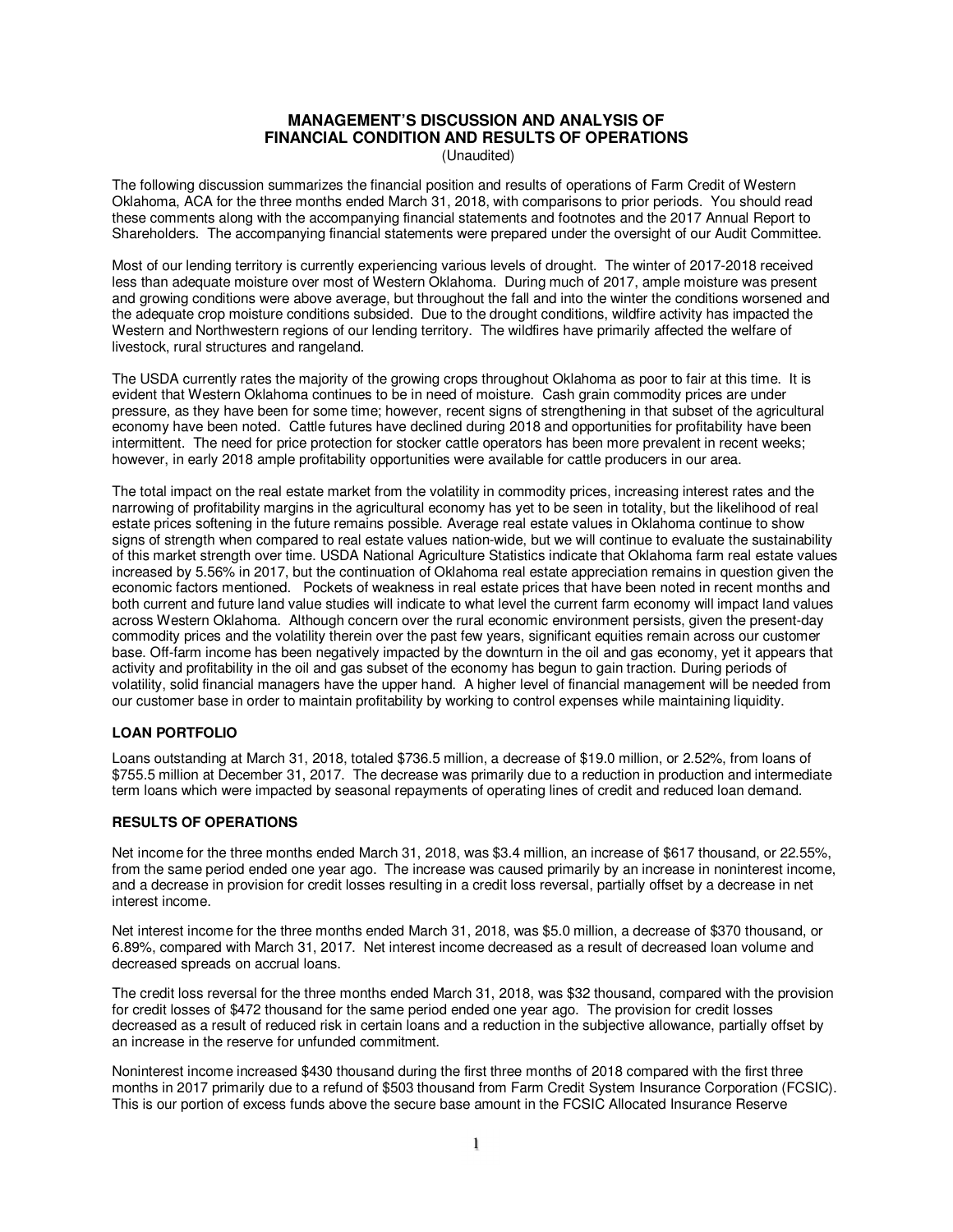# MANAGEMENT'S DISCUSSION AND ANALYSIS OF FINANCIAL CONDITION AND RESULTS OF OPERATIONS

(Unaudited)

The following discussion summarizes the financial position and results of operations of Farm Credit of Western Oklahoma, ACA for the three months ended March 31, 2018, with comparisons to prior periods. You should read these comments along with the accompanying financial statements and footnotes and the 2017 Annual Report to Shareholders. The accompanying financial statements were prepared under the oversight of our Audit Committee.

Most of our lending territory is currently experiencing various levels of drought. The winter of 2017-2018 received less than adequate moisture over most of Western Oklahoma. During much of 2017, ample moisture was present and growing conditions were above average, but throughout the fall and into the winter the conditions worsened and the adequate crop moisture conditions subsided. Due to the drought conditions, wildfire activity has impacted the Western and Northwestern regions of our lending territory. The wildfires have primarily affected the welfare of livestock, rural structures and rangeland.

The USDA currently rates the majority of the growing crops throughout Oklahoma as poor to fair at this time. It is evident that Western Oklahoma continues to be in need of moisture. Cash grain commodity prices are under pressure, as they have been for some time; however, recent signs of strengthening in that subset of the agricultural economy have been noted. Cattle futures have declined during 2018 and opportunities for profitability have been intermittent. The need for price protection for stocker cattle operators has been more prevalent in recent weeks; however, in early 2018 ample profitability opportunities were available for cattle producers in our area.

The total impact on the real estate market from the volatility in commodity prices, increasing interest rates and the narrowing of profitability margins in the agricultural economy has yet to be seen in totality, but the likelihood of real estate prices softening in the future remains possible. Average real estate values in Oklahoma continue to show signs of strength when compared to real estate values nation-wide, but we will continue to evaluate the sustainability of this market strength over time. USDA National Agriculture Statistics indicate that Oklahoma farm real estate values increased by 5.56% in 2017, but the continuation of Oklahoma real estate appreciation remains in question given the economic factors mentioned. Pockets of weakness in real estate prices that have been noted in recent months and both current and future land value studies will indicate to what level the current farm economy will impact land values across Western Oklahoma. Although concern over the rural economic environment persists, given the present-day commodity prices and the volatility therein over the past few years, significant equities remain across our customer base. Off-farm income has been negatively impacted by the downturn in the oil and gas economy, yet it appears that activity and profitability in the oil and gas subset of the economy has begun to gain traction. During periods of volatility, solid financial managers have the upper hand. A higher level of financial management will be needed from our customer base in order to maintain profitability by working to control expenses while maintaining liquidity.

## LOAN PORTFOLIO

Loans outstanding at March 31, 2018, totaled $736.5 million, a decrease of $19.0 million, or 2.52%, from loans of $755.5 million at December 31, 2017. The decrease was primarily due to a reduction in production and intermediate term loans which were impacted by seasonal repayments of operating lines of credit and reduced loan demand.

## RESULTS OF OPERATIONS

Net income for the three months ended March 31, 2018, was $3.4 million, an increase of $617 thousand, or 22.55%, from the same period ended one year ago. The increase was caused primarily by an increase in noninterest income, and a decrease in provision for credit losses resulting in a credit loss reversal, partially offset by a decrease in net interest income.

Net interest income for the three months ended March 31, 2018, was $5.0 million, a decrease of $370 thousand, or 6.89%, compared with March 31, 2017. Net interest income decreased as a result of decreased loan volume and decreased spreads on accrual loans.

The credit loss reversal for the three months ended March 31, 2018, was $32 thousand, compared with the provision for credit losses of $472 thousand for the same period ended one year ago. The provision for credit losses decreased as a result of reduced risk in certain loans and a reduction in the subjective allowance, partially offset by an increase in the reserve for unfunded commitment.

Noninterest income increased $430 thousand during the first three months of 2018 compared with the first three months in 2017 primarily due to a refund of $503 thousand from Farm Credit System Insurance Corporation (FCSIC). This is our portion of excess funds above the secure base amount in the FCSIC Allocated Insurance Reserve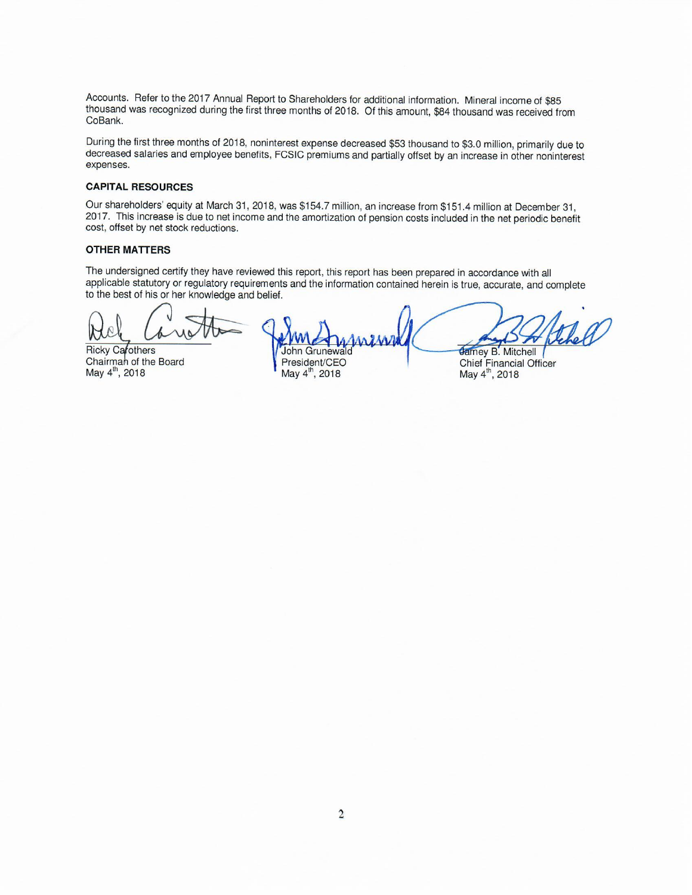Accounts. Refer to the 2017 Annual Report to Shareholders for additional information. Mineral income of $85 thousand was recognized during the first three months of 2018. Of this amount, $84 thousand was received from CoBank.

During the first three months of 2018, noninterest expense decreased $53 thousand to $3.0 million, primarily due to decreased salaries and employee benefits, FCSIC premiums and partially offset by an increase in other noninterest expenses.

### CAPITAL RESOURCES

Our shareholders' equity at March 31, 2018, was $154.7 million, an increase from $151.4 million at December 31, 2017. This increase is due to net income and the amortization of pension costs included in the net periodic benefit cost, offset by net stock reductions.

### OTHER MATTERS

The undersigned certify they have reviewed this report, this report has been prepared in accordance with all applicable statutory or regulatory requirements and the information contained herein is true, accurate, and complete to the best of his or her knowledge and belief.

Ricky Carothers
Chairman of the Board
May 4th, 2018

John Grunewald
President/CEO
May 4th, 2018

Jamey B. Mitchell
Chief Financial Officer
May 4th, 2018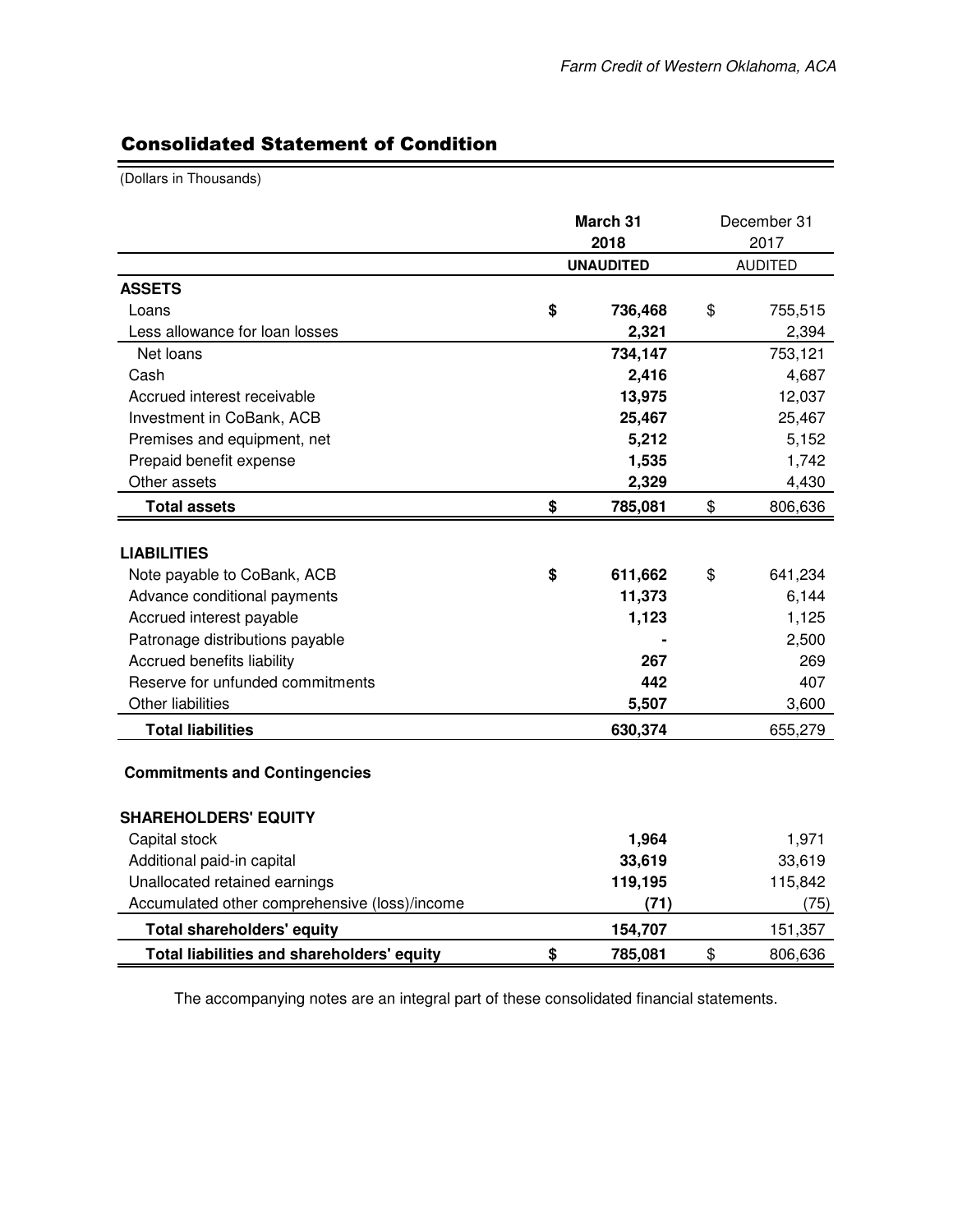## Consolidated Statement of Condition

(Dollars in Thousands)

| | March 31 2018 | December 31 2017 |
|---|---|---|
| | **UNAUDITED** | AUDITED |
| **ASSETS** | | |
| Loans | **$ 736,468** | $ 755,515 |
| Less allowance for loan losses | **2,321** | 2,394 |
| Net loans | **734,147** | 753,121 |
| Cash | **2,416** | 4,687 |
| Accrued interest receivable | **13,975** | 12,037 |
| Investment in CoBank, ACB | **25,467** | 25,467 |
| Premises and equipment, net | **5,212** | 5,152 |
| Prepaid benefit expense | **1,535** | 1,742 |
| Other assets | **2,329** | 4,430 |
| **Total assets** | **$ 785,081** | $ 806,636 |
| **LIABILITIES** | | |
| Note payable to CoBank, ACB | **$ 611,662** | $ 641,234 |
| Advance conditional payments | **11,373** | 6,144 |
| Accrued interest payable | **1,123** | 1,125 |
| Patronage distributions payable | **-** | 2,500 |
| Accrued benefits liability | **267** | 269 |
| Reserve for unfunded commitments | **442** | 407 |
| Other liabilities | **5,507** | 3,600 |
| **Total liabilities** | **630,374** | 655,279 |
| **Commitments and Contingencies** | | |
| **SHAREHOLDERS' EQUITY** | | |
| Capital stock | **1,964** | 1,971 |
| Additional paid-in capital | **33,619** | 33,619 |
| Unallocated retained earnings | **119,195** | 115,842 |
| Accumulated other comprehensive (loss)/income | **(71)** | (75) |
| **Total shareholders' equity** | **154,707** | 151,357 |
| **Total liabilities and shareholders' equity** | **$ 785,081** | $ 806,636 |

The accompanying notes are an integral part of these consolidated financial statements.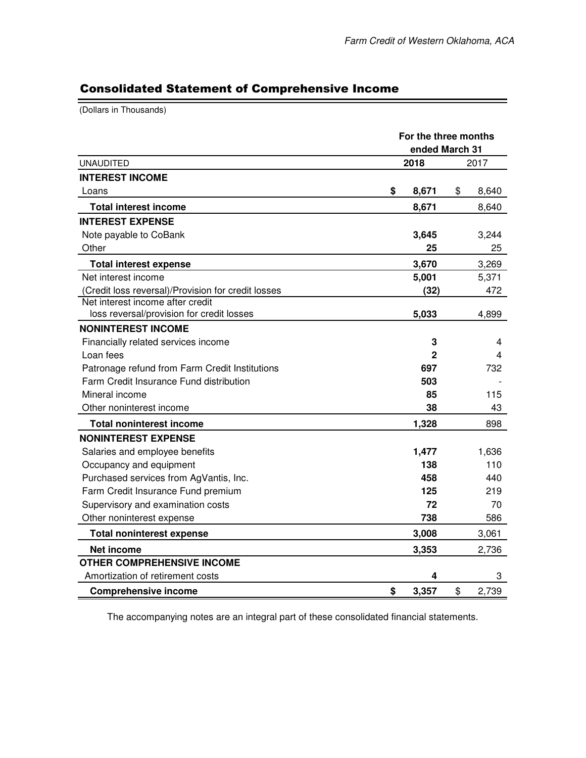## Consolidated Statement of Comprehensive Income

(Dollars in Thousands)

| UNAUDITED | For the three months ended March 31 2018 | 2017 |
|---|---|---|
| **INTEREST INCOME** | | |
| Loans | **$ 8,671** | $ 8,640 |
| **Total interest income** | **8,671** | 8,640 |
| **INTEREST EXPENSE** | | |
| Note payable to CoBank | **3,645** | 3,244 |
| Other | **25** | 25 |
| **Total interest expense** | **3,670** | 3,269 |
| Net interest income | **5,001** | 5,371 |
| (Credit loss reversal)/Provision for credit losses | **(32)** | 472 |
| Net interest income after credit loss reversal/provision for credit losses | **5,033** | 4,899 |
| **NONINTEREST INCOME** | | |
| Financially related services income | **3** | 4 |
| Loan fees | **2** | 4 |
| Patronage refund from Farm Credit Institutions | **697** | 732 |
| Farm Credit Insurance Fund distribution | **503** | - |
| Mineral income | **85** | 115 |
| Other noninterest income | **38** | 43 |
| **Total noninterest income** | **1,328** | 898 |
| **NONINTEREST EXPENSE** | | |
| Salaries and employee benefits | **1,477** | 1,636 |
| Occupancy and equipment | **138** | 110 |
| Purchased services from AgVantis, Inc. | **458** | 440 |
| Farm Credit Insurance Fund premium | **125** | 219 |
| Supervisory and examination costs | **72** | 70 |
| Other noninterest expense | **738** | 586 |
| **Total noninterest expense** | **3,008** | 3,061 |
| **Net income** | **3,353** | 2,736 |
| **OTHER COMPREHENSIVE INCOME** | | |
| Amortization of retirement costs | **4** | 3 |
| **Comprehensive income** | **$ 3,357** | $ 2,739 |

The accompanying notes are an integral part of these consolidated financial statements.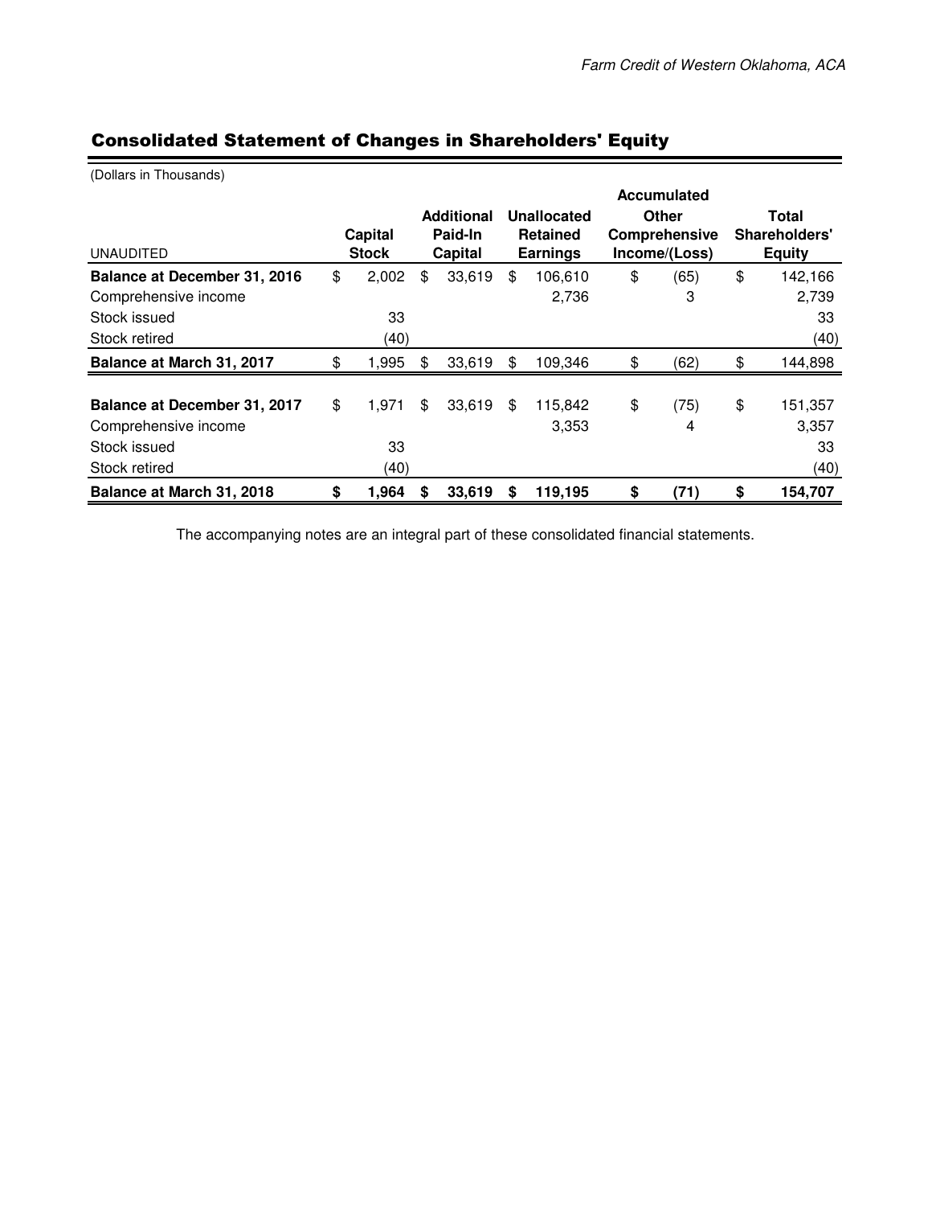## Consolidated Statement of Changes in Shareholders' Equity

(Dollars in Thousands)

| UNAUDITED | Capital Stock | Additional Paid-In Capital | Unallocated Retained Earnings | Accumulated Other Comprehensive Income/(Loss) | Total Shareholders' Equity |
|---|---|---|---|---|---|
| **Balance at December 31, 2016** | $ 2,002 | $ 33,619 | $ 106,610 | $ (65) | $ 142,166 |
| Comprehensive income | | | 2,736 | 3 | 2,739 |
| Stock issued | 33 | | | | 33 |
| Stock retired | (40) | | | | (40) |
| **Balance at March 31, 2017** | $ 1,995 | $ 33,619 | $ 109,346 | $ (62) | $ 144,898 |
| | | | | | |
| **Balance at December 31, 2017** | $ 1,971 | $ 33,619 | $ 115,842 | $ (75) | $ 151,357 |
| Comprehensive income | | | 3,353 | 4 | 3,357 |
| Stock issued | 33 | | | | 33 |
| Stock retired | (40) | | | | (40) |
| **Balance at March 31, 2018** | **$ 1,964** | **$ 33,619** | **$ 119,195** | **$ (71)** | **$ 154,707** |

The accompanying notes are an integral part of these consolidated financial statements.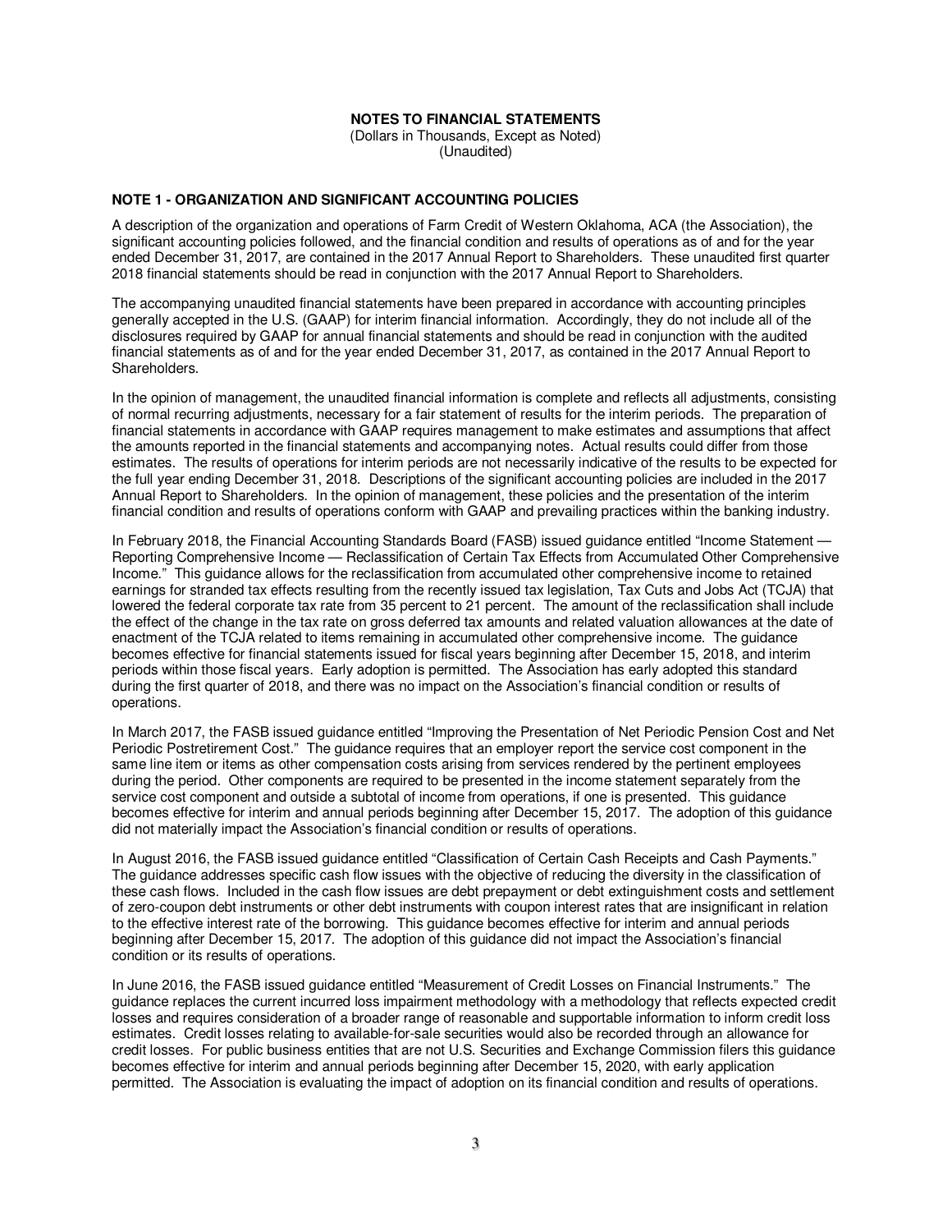# NOTES TO FINANCIAL STATEMENTS

(Dollars in Thousands, Except as Noted)
(Unaudited)

## NOTE 1 - ORGANIZATION AND SIGNIFICANT ACCOUNTING POLICIES

A description of the organization and operations of Farm Credit of Western Oklahoma, ACA (the Association), the significant accounting policies followed, and the financial condition and results of operations as of and for the year ended December 31, 2017, are contained in the 2017 Annual Report to Shareholders. These unaudited first quarter 2018 financial statements should be read in conjunction with the 2017 Annual Report to Shareholders.

The accompanying unaudited financial statements have been prepared in accordance with accounting principles generally accepted in the U.S. (GAAP) for interim financial information. Accordingly, they do not include all of the disclosures required by GAAP for annual financial statements and should be read in conjunction with the audited financial statements as of and for the year ended December 31, 2017, as contained in the 2017 Annual Report to Shareholders.

In the opinion of management, the unaudited financial information is complete and reflects all adjustments, consisting of normal recurring adjustments, necessary for a fair statement of results for the interim periods. The preparation of financial statements in accordance with GAAP requires management to make estimates and assumptions that affect the amounts reported in the financial statements and accompanying notes. Actual results could differ from those estimates. The results of operations for interim periods are not necessarily indicative of the results to be expected for the full year ending December 31, 2018. Descriptions of the significant accounting policies are included in the 2017 Annual Report to Shareholders. In the opinion of management, these policies and the presentation of the interim financial condition and results of operations conform with GAAP and prevailing practices within the banking industry.

In February 2018, the Financial Accounting Standards Board (FASB) issued guidance entitled "Income Statement — Reporting Comprehensive Income — Reclassification of Certain Tax Effects from Accumulated Other Comprehensive Income." This guidance allows for the reclassification from accumulated other comprehensive income to retained earnings for stranded tax effects resulting from the recently issued tax legislation, Tax Cuts and Jobs Act (TCJA) that lowered the federal corporate tax rate from 35 percent to 21 percent. The amount of the reclassification shall include the effect of the change in the tax rate on gross deferred tax amounts and related valuation allowances at the date of enactment of the TCJA related to items remaining in accumulated other comprehensive income. The guidance becomes effective for financial statements issued for fiscal years beginning after December 15, 2018, and interim periods within those fiscal years. Early adoption is permitted. The Association has early adopted this standard during the first quarter of 2018, and there was no impact on the Association's financial condition or results of operations.

In March 2017, the FASB issued guidance entitled "Improving the Presentation of Net Periodic Pension Cost and Net Periodic Postretirement Cost." The guidance requires that an employer report the service cost component in the same line item or items as other compensation costs arising from services rendered by the pertinent employees during the period. Other components are required to be presented in the income statement separately from the service cost component and outside a subtotal of income from operations, if one is presented. This guidance becomes effective for interim and annual periods beginning after December 15, 2017. The adoption of this guidance did not materially impact the Association's financial condition or results of operations.

In August 2016, the FASB issued guidance entitled "Classification of Certain Cash Receipts and Cash Payments." The guidance addresses specific cash flow issues with the objective of reducing the diversity in the classification of these cash flows. Included in the cash flow issues are debt prepayment or debt extinguishment costs and settlement of zero-coupon debt instruments or other debt instruments with coupon interest rates that are insignificant in relation to the effective interest rate of the borrowing. This guidance becomes effective for interim and annual periods beginning after December 15, 2017. The adoption of this guidance did not impact the Association's financial condition or its results of operations.

In June 2016, the FASB issued guidance entitled "Measurement of Credit Losses on Financial Instruments." The guidance replaces the current incurred loss impairment methodology with a methodology that reflects expected credit losses and requires consideration of a broader range of reasonable and supportable information to inform credit loss estimates. Credit losses relating to available-for-sale securities would also be recorded through an allowance for credit losses. For public business entities that are not U.S. Securities and Exchange Commission filers this guidance becomes effective for interim and annual periods beginning after December 15, 2020, with early application permitted. The Association is evaluating the impact of adoption on its financial condition and results of operations.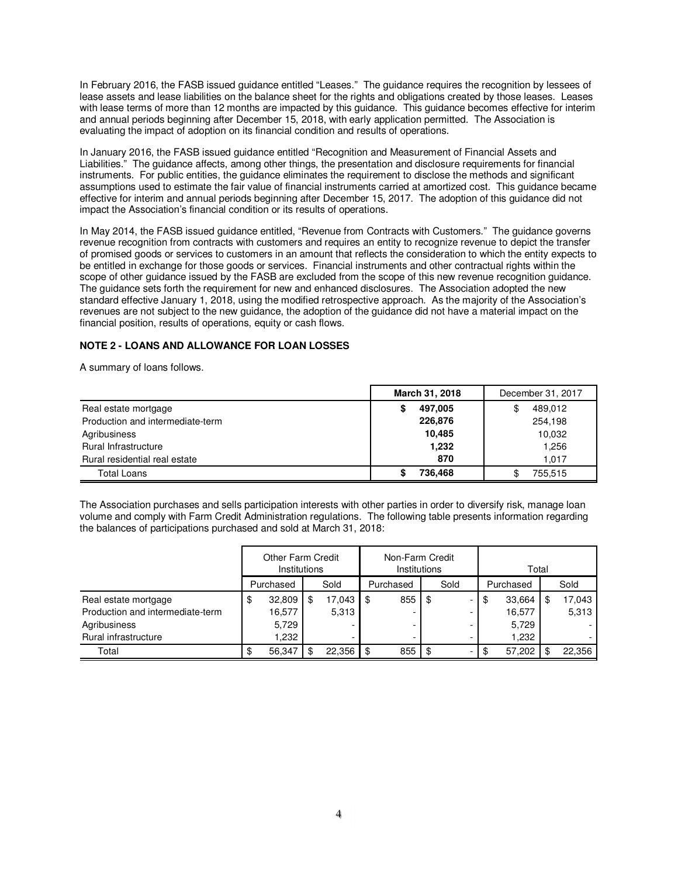In February 2016, the FASB issued guidance entitled "Leases." The guidance requires the recognition by lessees of lease assets and lease liabilities on the balance sheet for the rights and obligations created by those leases. Leases with lease terms of more than 12 months are impacted by this guidance. This guidance becomes effective for interim and annual periods beginning after December 15, 2018, with early application permitted. The Association is evaluating the impact of adoption on its financial condition and results of operations.

In January 2016, the FASB issued guidance entitled "Recognition and Measurement of Financial Assets and Liabilities." The guidance affects, among other things, the presentation and disclosure requirements for financial instruments. For public entities, the guidance eliminates the requirement to disclose the methods and significant assumptions used to estimate the fair value of financial instruments carried at amortized cost. This guidance became effective for interim and annual periods beginning after December 15, 2017. The adoption of this guidance did not impact the Association's financial condition or its results of operations.

In May 2014, the FASB issued guidance entitled, "Revenue from Contracts with Customers." The guidance governs revenue recognition from contracts with customers and requires an entity to recognize revenue to depict the transfer of promised goods or services to customers in an amount that reflects the consideration to which the entity expects to be entitled in exchange for those goods or services. Financial instruments and other contractual rights within the scope of other guidance issued by the FASB are excluded from the scope of this new revenue recognition guidance. The guidance sets forth the requirement for new and enhanced disclosures. The Association adopted the new standard effective January 1, 2018, using the modified retrospective approach. As the majority of the Association's revenues are not subject to the new guidance, the adoption of the guidance did not have a material impact on the financial position, results of operations, equity or cash flows.

**NOTE 2 - LOANS AND ALLOWANCE FOR LOAN LOSSES**

A summary of loans follows.

| | **March 31, 2018** | December 31, 2017 |
|---|---|---|
| Real estate mortgage | **$ 497,005** | $ 489,012 |
| Production and intermediate-term | **226,876** | 254,198 |
| Agribusiness | **10,485** | 10,032 |
| Rural Infrastructure | **1,232** | 1,256 |
| Rural residential real estate | **870** | 1,017 |
| Total Loans | **$ 736,468** | $ 755,515 |

The Association purchases and sells participation interests with other parties in order to diversify risk, manage loan volume and comply with Farm Credit Administration regulations. The following table presents information regarding the balances of participations purchased and sold at March 31, 2018:

| | Other Farm Credit Institutions | | Non-Farm Credit Institutions | | Total | |
|---|---|---|---|---|---|---|
| | Purchased | Sold | Purchased | Sold | Purchased | Sold |
| Real estate mortgage | $ 32,809 | $ 17,043 | $ 855 | $ - | $ 33,664 | $ 17,043 |
| Production and intermediate-term | 16,577 | 5,313 | - | - | 16,577 | 5,313 |
| Agribusiness | 5,729 | - | - | - | 5,729 | - |
| Rural infrastructure | 1,232 | - | - | - | 1,232 | - |
| Total | $ 56,347 | $ 22,356 | $ 855 | $ - | $ 57,202 | $ 22,356 |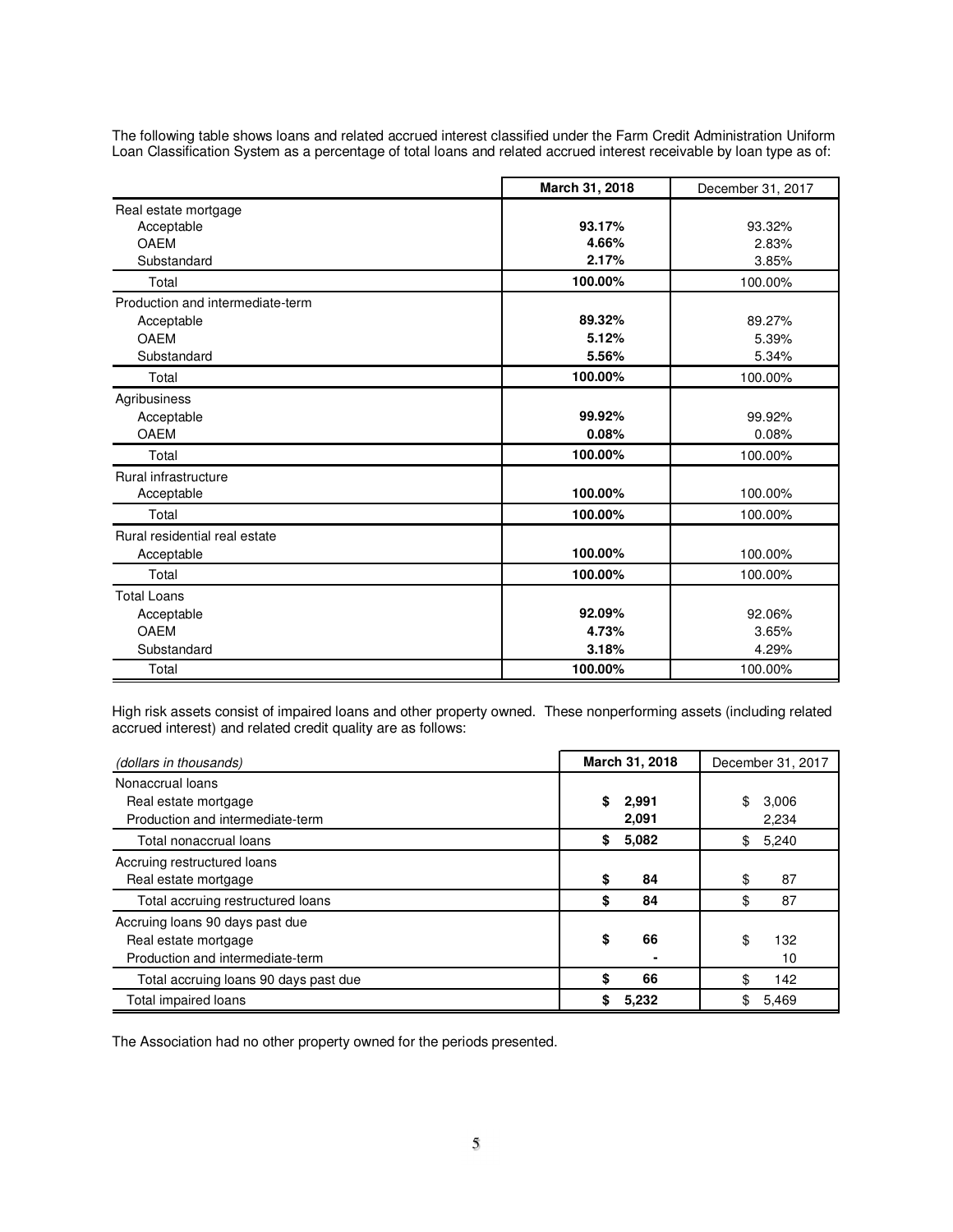The following table shows loans and related accrued interest classified under the Farm Credit Administration Uniform Loan Classification System as a percentage of total loans and related accrued interest receivable by loan type as of:

| | **March 31, 2018** | December 31, 2017 |
|---|---|---|
| Real estate mortgage | | |
| Acceptable | **93.17%** | 93.32% |
| OAEM | **4.66%** | 2.83% |
| Substandard | **2.17%** | 3.85% |
| Total | **100.00%** | 100.00% |
| Production and intermediate-term | | |
| Acceptable | **89.32%** | 89.27% |
| OAEM | **5.12%** | 5.39% |
| Substandard | **5.56%** | 5.34% |
| Total | **100.00%** | 100.00% |
| Agribusiness | | |
| Acceptable | **99.92%** | 99.92% |
| OAEM | **0.08%** | 0.08% |
| Total | **100.00%** | 100.00% |
| Rural infrastructure | | |
| Acceptable | **100.00%** | 100.00% |
| Total | **100.00%** | 100.00% |
| Rural residential real estate | | |
| Acceptable | **100.00%** | 100.00% |
| Total | **100.00%** | 100.00% |
| Total Loans | | |
| Acceptable | **92.09%** | 92.06% |
| OAEM | **4.73%** | 3.65% |
| Substandard | **3.18%** | 4.29% |
| Total | **100.00%** | 100.00% |

High risk assets consist of impaired loans and other property owned. These nonperforming assets (including related accrued interest) and related credit quality are as follows:

| *(dollars in thousands)* | **March 31, 2018** | December 31, 2017 |
|---|---|---|
| Nonaccrual loans | | |
| Real estate mortgage | **$ 2,991** | $ 3,006 |
| Production and intermediate-term | **2,091** | 2,234 |
| Total nonaccrual loans | **$ 5,082** | $ 5,240 |
| Accruing restructured loans | | |
| Real estate mortgage | **$ 84** | $ 87 |
| Total accruing restructured loans | **$ 84** | $ 87 |
| Accruing loans 90 days past due | | |
| Real estate mortgage | **$ 66** | $ 132 |
| Production and intermediate-term | **-** | 10 |
| Total accruing loans 90 days past due | **$ 66** | $ 142 |
| Total impaired loans | **$ 5,232** | $ 5,469 |

The Association had no other property owned for the periods presented.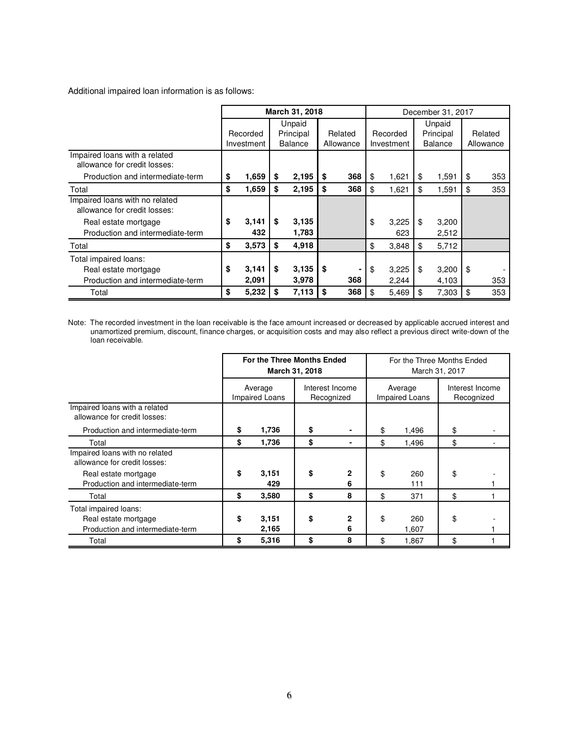Additional impaired loan information is as follows:

| | March 31, 2018 | | | December 31, 2017 | | |
|---|---|---|---|---|---|---|
| | Recorded Investment | Unpaid Principal Balance | Related Allowance | Recorded Investment | Unpaid Principal Balance | Related Allowance |
| Impaired loans with a related allowance for credit losses: | | | | | | |
| Production and intermediate-term | **$ 1,659** | **$ 2,195** | **$ 368** | $ 1,621 | $ 1,591 | $ 353 |
| Total | **$ 1,659** | **$ 2,195** | **$ 368** | $ 1,621 | $ 1,591 | $ 353 |
| Impaired loans with no related allowance for credit losses: | | | | | | |
| Real estate mortgage | **$ 3,141** | **$ 3,135** | | $ 3,225 | $ 3,200 | |
| Production and intermediate-term | **432** | **1,783** | | 623 | 2,512 | |
| Total | **$ 3,573** | **$ 4,918** | | $ 3,848 | $ 5,712 | |
| Total impaired loans: | | | | | | |
| Real estate mortgage | **$ 3,141** | **$ 3,135** | **$ -** | $ 3,225 | $ 3,200 | $ - |
| Production and intermediate-term | **2,091** | **3,978** | **368** | 2,244 | 4,103 | 353 |
| Total | **$ 5,232** | **$ 7,113** | **$ 368** | $ 5,469 | $ 7,303 | $ 353 |

Note: The recorded investment in the loan receivable is the face amount increased or decreased by applicable accrued interest and unamortized premium, discount, finance charges, or acquisition costs and may also reflect a previous direct write-down of the loan receivable.

| | For the Three Months Ended March 31, 2018 | | For the Three Months Ended March 31, 2017 | |
|---|---|---|---|---|
| | Average Impaired Loans | Interest Income Recognized | Average Impaired Loans | Interest Income Recognized |
| Impaired loans with a related allowance for credit losses: | | | | |
| Production and intermediate-term | **$ 1,736** | **$ -** | $ 1,496 | $ - |
| Total | **$ 1,736** | **$ -** | $ 1,496 | $ - |
| Impaired loans with no related allowance for credit losses: | | | | |
| Real estate mortgage | **$ 3,151** | **$ 2** | $ 260 | $ - |
| Production and intermediate-term | **429** | **6** | 111 | 1 |
| Total | **$ 3,580** | **$ 8** | $ 371 | $ 1 |
| Total impaired loans: | | | | |
| Real estate mortgage | **$ 3,151** | **$ 2** | $ 260 | $ - |
| Production and intermediate-term | **2,165** | **6** | 1,607 | 1 |
| Total | **$ 5,316** | **$ 8** | $ 1,867 | $ 1 |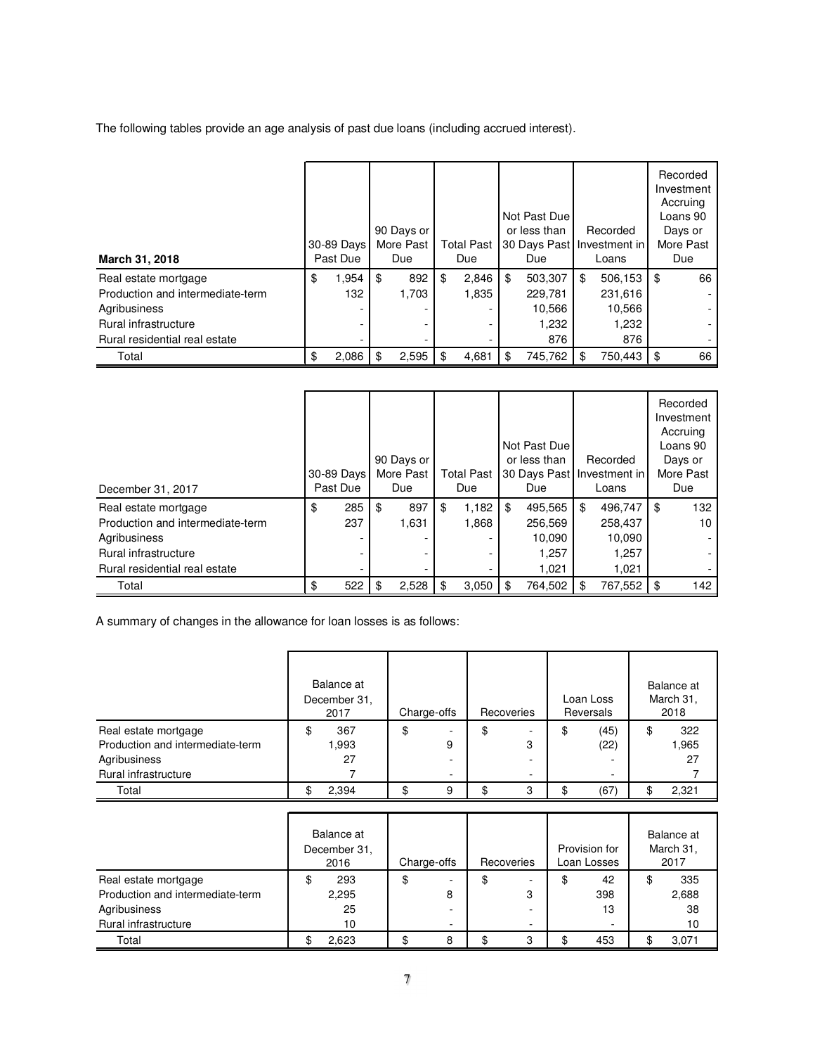The following tables provide an age analysis of past due loans (including accrued interest).

| **March 31, 2018** | 30-89 Days Past Due | 90 Days or More Past Due | Total Past Due | Not Past Due or less than 30 Days Past Due | Recorded Investment in Loans | Recorded Investment Accruing Loans 90 Days or More Past Due |
|---|---|---|---|---|---|---|
| Real estate mortgage | $ 1,954 | $ 892 | $ 2,846 | $ 503,307 | $ 506,153 | $ 66 |
| Production and intermediate-term | 132 | 1,703 | 1,835 | 229,781 | 231,616 | - |
| Agribusiness | - | - | - | 10,566 | 10,566 | - |
| Rural infrastructure | - | - | - | 1,232 | 1,232 | - |
| Rural residential real estate | - | - | - | 876 | 876 | - |
| Total | $ 2,086 | $ 2,595 | $ 4,681 | $ 745,762 | $ 750,443 | $ 66 |

| December 31, 2017 | 30-89 Days Past Due | 90 Days or More Past Due | Total Past Due | Not Past Due or less than 30 Days Past Due | Recorded Investment in Loans | Recorded Investment Accruing Loans 90 Days or More Past Due |
|---|---|---|---|---|---|---|
| Real estate mortgage | $ 285 | $ 897 | $ 1,182 | $ 495,565 | $ 496,747 | $ 132 |
| Production and intermediate-term | 237 | 1,631 | 1,868 | 256,569 | 258,437 | 10 |
| Agribusiness | - | - | - | 10,090 | 10,090 | - |
| Rural infrastructure | - | - | - | 1,257 | 1,257 | - |
| Rural residential real estate | - | - | - | 1,021 | 1,021 | - |
| Total | $ 522 | $ 2,528 | $ 3,050 | $ 764,502 | $ 767,552 | $ 142 |

A summary of changes in the allowance for loan losses is as follows:

| | Balance at December 31, 2017 | Charge-offs | Recoveries | Loan Loss Reversals | Balance at March 31, 2018 |
|---|---|---|---|---|---|
| Real estate mortgage | $ 367 | $ - | $ - | $ (45) | $ 322 |
| Production and intermediate-term | 1,993 | 9 | 3 | (22) | 1,965 |
| Agribusiness | 27 | - | - | - | 27 |
| Rural infrastructure | 7 | - | - | - | 7 |
| Total | $ 2,394 | $ 9 | $ 3 | $ (67) | $ 2,321 |

| | Balance at December 31, 2016 | Charge-offs | Recoveries | Provision for Loan Losses | Balance at March 31, 2017 |
|---|---|---|---|---|---|
| Real estate mortgage | $ 293 | $ - | $ - | $ 42 | $ 335 |
| Production and intermediate-term | 2,295 | 8 | 3 | 398 | 2,688 |
| Agribusiness | 25 | - | - | 13 | 38 |
| Rural infrastructure | 10 | - | - | - | 10 |
| Total | $ 2,623 | $ 8 | $ 3 | $ 453 | $ 3,071 |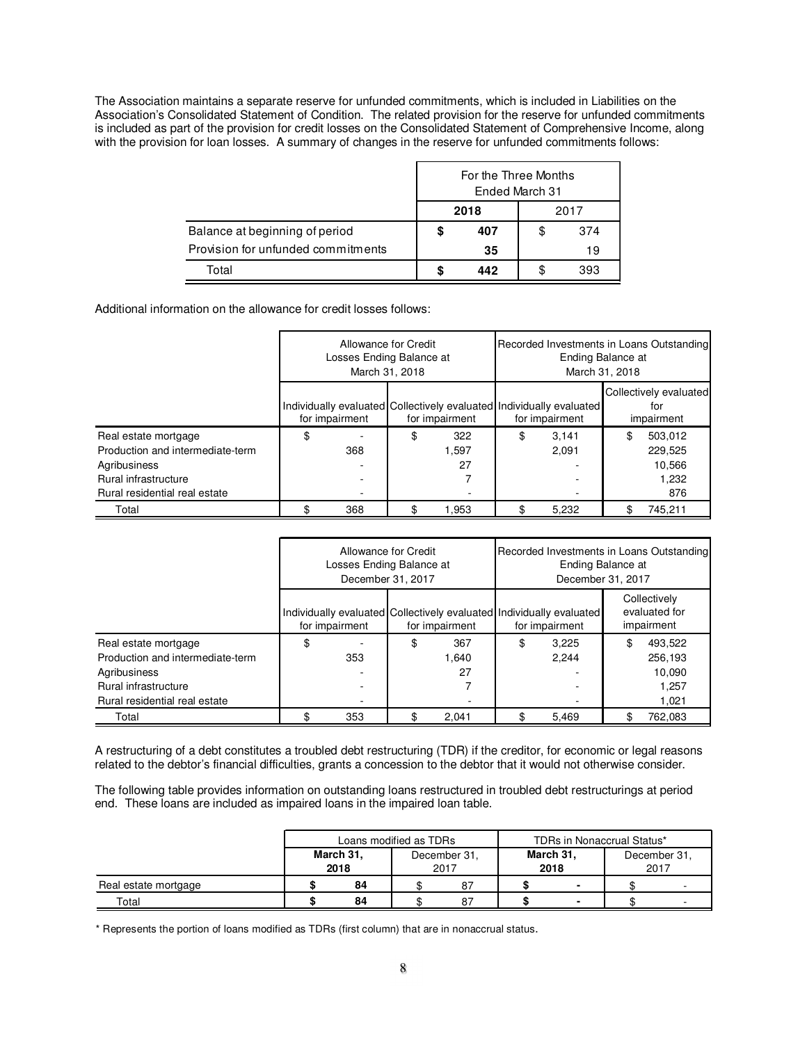The Association maintains a separate reserve for unfunded commitments, which is included in Liabilities on the Association's Consolidated Statement of Condition. The related provision for the reserve for unfunded commitments is included as part of the provision for credit losses on the Consolidated Statement of Comprehensive Income, along with the provision for loan losses. A summary of changes in the reserve for unfunded commitments follows:

| | For the Three Months Ended March 31 | |
|---|---|---|
| | **2018** | 2017 |
| Balance at beginning of period | **$ 407** | $ 374 |
| Provision for unfunded commitments | **35** | 19 |
| Total | **$ 442** | $ 393 |

Additional information on the allowance for credit losses follows:

| | Allowance for Credit Losses Ending Balance at March 31, 2018 | | Recorded Investments in Loans Outstanding Ending Balance at March 31, 2018 | |
|---|---|---|---|---|
| | Individually evaluated for impairment | Collectively evaluated for impairment | Individually evaluated for impairment | Collectively evaluated for impairment |
| Real estate mortgage | $ - | $ 322 | $ 3,141 | $ 503,012 |
| Production and intermediate-term | 368 | 1,597 | 2,091 | 229,525 |
| Agribusiness | - | 27 | - | 10,566 |
| Rural infrastructure | - | 7 | - | 1,232 |
| Rural residential real estate | - | - | - | 876 |
| Total | $ 368 | $ 1,953 | $ 5,232 | $ 745,211 |

| | Allowance for Credit Losses Ending Balance at December 31, 2017 | | Recorded Investments in Loans Outstanding Ending Balance at December 31, 2017 | |
|---|---|---|---|---|
| | Individually evaluated for impairment | Collectively evaluated for impairment | Individually evaluated for impairment | Collectively evaluated for impairment |
| Real estate mortgage | $ - | $ 367 | $ 3,225 | $ 493,522 |
| Production and intermediate-term | 353 | 1,640 | 2,244 | 256,193 |
| Agribusiness | - | 27 | - | 10,090 |
| Rural infrastructure | - | 7 | - | 1,257 |
| Rural residential real estate | - | - | - | 1,021 |
| Total | $ 353 | $ 2,041 | $ 5,469 | $ 762,083 |

A restructuring of a debt constitutes a troubled debt restructuring (TDR) if the creditor, for economic or legal reasons related to the debtor's financial difficulties, grants a concession to the debtor that it would not otherwise consider.

The following table provides information on outstanding loans restructured in troubled debt restructurings at period end. These loans are included as impaired loans in the impaired loan table.

| | Loans modified as TDRs | | TDRs in Nonaccrual Status* | |
|---|---|---|---|---|
| | **March 31, 2018** | December 31, 2017 | **March 31, 2018** | December 31, 2017 |
| Real estate mortgage | **$ 84** | $ 87 | **$ -** | $ - |
| Total | **$ 84** | $ 87 | **$ -** | $ - |

\* Represents the portion of loans modified as TDRs (first column) that are in nonaccrual status.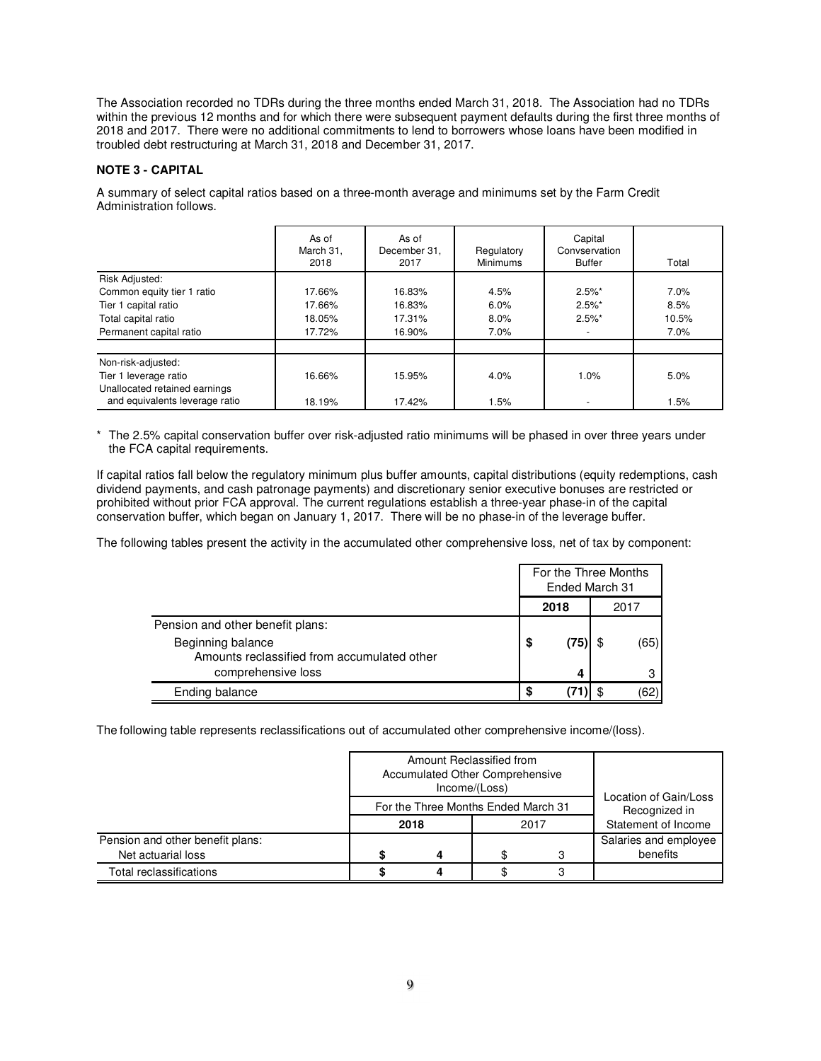The Association recorded no TDRs during the three months ended March 31, 2018. The Association had no TDRs within the previous 12 months and for which there were subsequent payment defaults during the first three months of 2018 and 2017. There were no additional commitments to lend to borrowers whose loans have been modified in troubled debt restructuring at March 31, 2018 and December 31, 2017.

**NOTE 3 - CAPITAL**

A summary of select capital ratios based on a three-month average and minimums set by the Farm Credit Administration follows.

| | As of March 31, 2018 | As of December 31, 2017 | Regulatory Minimums | Capital Convservation Buffer | Total |
|---|---|---|---|---|---|
| Risk Adjusted: | | | | | |
| Common equity tier 1 ratio | 17.66% | 16.83% | 4.5% | 2.5%* | 7.0% |
| Tier 1 capital ratio | 17.66% | 16.83% | 6.0% | 2.5%* | 8.5% |
| Total capital ratio | 18.05% | 17.31% | 8.0% | 2.5%* | 10.5% |
| Permanent capital ratio | 17.72% | 16.90% | 7.0% | - | 7.0% |
| | | | | | |
| Non-risk-adjusted: | | | | | |
| Tier 1 leverage ratio | 16.66% | 15.95% | 4.0% | 1.0% | 5.0% |
| Unallocated retained earnings and equivalents leverage ratio | 18.19% | 17.42% | 1.5% | - | 1.5% |

\* The 2.5% capital conservation buffer over risk-adjusted ratio minimums will be phased in over three years under the FCA capital requirements.

If capital ratios fall below the regulatory minimum plus buffer amounts, capital distributions (equity redemptions, cash dividend payments, and cash patronage payments) and discretionary senior executive bonuses are restricted or prohibited without prior FCA approval. The current regulations establish a three-year phase-in of the capital conservation buffer, which began on January 1, 2017. There will be no phase-in of the leverage buffer.

The following tables present the activity in the accumulated other comprehensive loss, net of tax by component:

| | For the Three Months Ended March 31 | |
|---|---|---|
| | **2018** | 2017 |
| Pension and other benefit plans: | | |
| Beginning balance | **$ (75)** | $ (65) |
| Amounts reclassified from accumulated other comprehensive loss | **4** | 3 |
| Ending balance | **$ (71)** | $ (62) |

The following table represents reclassifications out of accumulated other comprehensive income/(loss).

| | Amount Reclassified from Accumulated Other Comprehensive Income/(Loss) For the Three Months Ended March 31 | | Location of Gain/Loss Recognized in Statement of Income |
|---|---|---|---|
| | **2018** | 2017 | |
| Pension and other benefit plans: | | | |
| Net actuarial loss | **$ 4** | $ 3 | Salaries and employee benefits |
| Total reclassifications | **$ 4** | $ 3 | |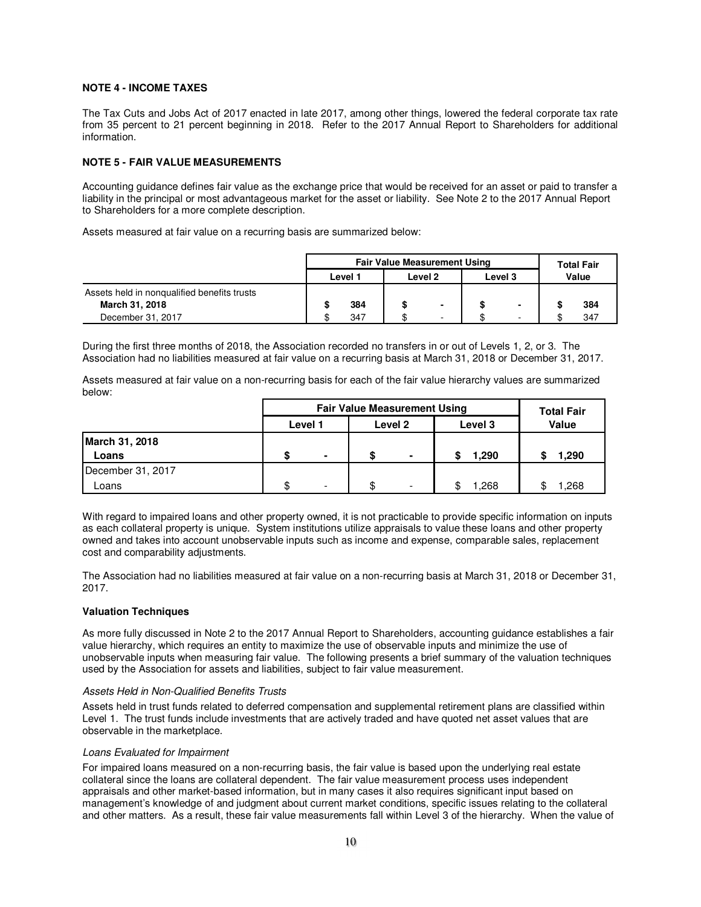**NOTE 4 - INCOME TAXES**

The Tax Cuts and Jobs Act of 2017 enacted in late 2017, among other things, lowered the federal corporate tax rate from 35 percent to 21 percent beginning in 2018. Refer to the 2017 Annual Report to Shareholders for additional information.

**NOTE 5 - FAIR VALUE MEASUREMENTS**

Accounting guidance defines fair value as the exchange price that would be received for an asset or paid to transfer a liability in the principal or most advantageous market for the asset or liability. See Note 2 to the 2017 Annual Report to Shareholders for a more complete description.

Assets measured at fair value on a recurring basis are summarized below:

| | Fair Value Measurement Using | | | Total Fair Value |
|---|---|---|---|---|
| | Level 1 | Level 2 | Level 3 | |
| Assets held in nonqualified benefits trusts | | | | |
| **March 31, 2018** | **$ 384** | **$ -** | **$ -** | **$ 384** |
| December 31, 2017 | $ 347 | $ - | $ - | $ 347 |

During the first three months of 2018, the Association recorded no transfers in or out of Levels 1, 2, or 3. The Association had no liabilities measured at fair value on a recurring basis at March 31, 2018 or December 31, 2017.

Assets measured at fair value on a non-recurring basis for each of the fair value hierarchy values are summarized below:

| | Fair Value Measurement Using | | | Total Fair Value |
|---|---|---|---|---|
| | Level 1 | Level 2 | Level 3 | |
| **March 31, 2018** | | | | |
| **Loans** | **$ -** | **$ -** | **$ 1,290** | **$ 1,290** |
| December 31, 2017 | | | | |
| Loans | $ - | $ - | $ 1,268 | $ 1,268 |

With regard to impaired loans and other property owned, it is not practicable to provide specific information on inputs as each collateral property is unique. System institutions utilize appraisals to value these loans and other property owned and takes into account unobservable inputs such as income and expense, comparable sales, replacement cost and comparability adjustments.

The Association had no liabilities measured at fair value on a non-recurring basis at March 31, 2018 or December 31, 2017.

**Valuation Techniques**

As more fully discussed in Note 2 to the 2017 Annual Report to Shareholders, accounting guidance establishes a fair value hierarchy, which requires an entity to maximize the use of observable inputs and minimize the use of unobservable inputs when measuring fair value. The following presents a brief summary of the valuation techniques used by the Association for assets and liabilities, subject to fair value measurement.

*Assets Held in Non-Qualified Benefits Trusts*

Assets held in trust funds related to deferred compensation and supplemental retirement plans are classified within Level 1. The trust funds include investments that are actively traded and have quoted net asset values that are observable in the marketplace.

*Loans Evaluated for Impairment*

For impaired loans measured on a non-recurring basis, the fair value is based upon the underlying real estate collateral since the loans are collateral dependent. The fair value measurement process uses independent appraisals and other market-based information, but in many cases it also requires significant input based on management's knowledge of and judgment about current market conditions, specific issues relating to the collateral and other matters. As a result, these fair value measurements fall within Level 3 of the hierarchy. When the value of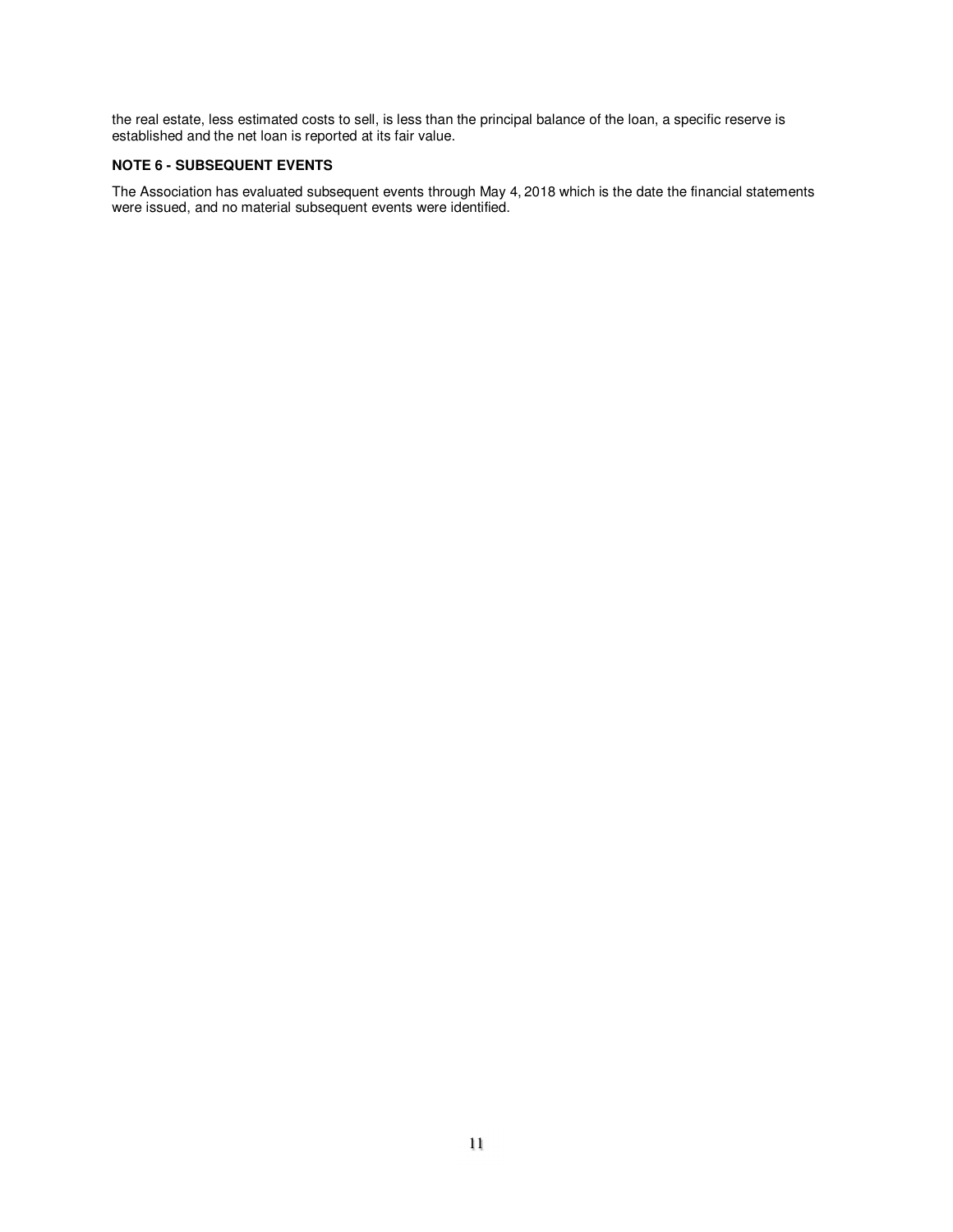the real estate, less estimated costs to sell, is less than the principal balance of the loan, a specific reserve is established and the net loan is reported at its fair value.

**NOTE 6 - SUBSEQUENT EVENTS**

The Association has evaluated subsequent events through May 4, 2018 which is the date the financial statements were issued, and no material subsequent events were identified.